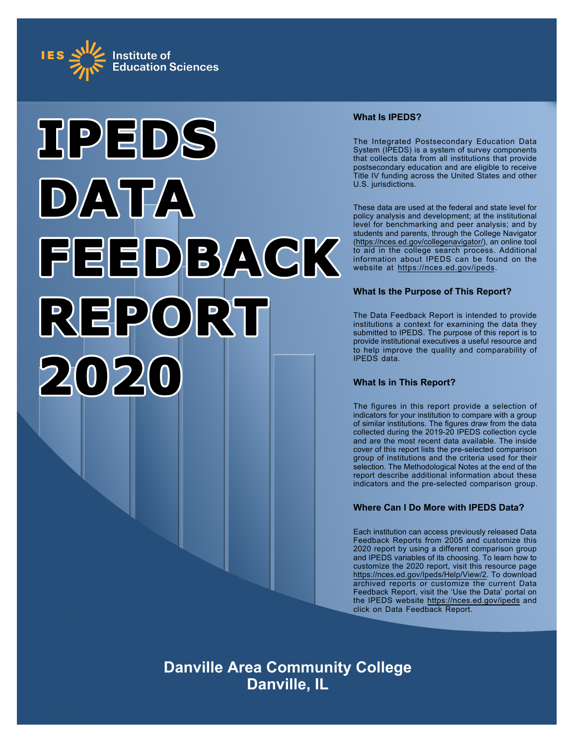IES Institute of Education Sciences

# IPEDS DATA FEEDBACK REPORT 2020

### What Is IPEDS?

The Integrated Postsecondary Education Data System (IPEDS) is a system of survey components that collects data from all institutions that provide postsecondary education and are eligible to receive Title IV funding across the United States and other U.S. jurisdictions.

These data are used at the federal and state level for policy analysis and development; at the institutional level for benchmarking and peer analysis; and by students and parents, through the College Navigator (https://nces.ed.gov/collegenavigator/), an online tool to aid in the college search process. Additional information about IPEDS can be found on the website at https://nces.ed.gov/ipeds.

### What Is the Purpose of This Report?

The Data Feedback Report is intended to provide institutions a context for examining the data they submitted to IPEDS. The purpose of this report is to provide institutional executives a useful resource and to help improve the quality and comparability of IPEDS data.

### What Is in This Report?

The figures in this report provide a selection of indicators for your institution to compare with a group of similar institutions. The figures draw from the data collected during the 2019-20 IPEDS collection cycle and are the most recent data available. The inside cover of this report lists the pre-selected comparison group of institutions and the criteria used for their selection. The Methodological Notes at the end of the report describe additional information about these indicators and the pre-selected comparison group.

### Where Can I Do More with IPEDS Data?

Each institution can access previously released Data Feedback Reports from 2005 and customize this 2020 report by using a different comparison group and IPEDS variables of its choosing. To learn how to customize the 2020 report, visit this resource page https://nces.ed.gov/Ipeds/Help/View/2. To download archived reports or customize the current Data Feedback Report, visit the 'Use the Data' portal on the IPEDS website https://nces.ed.gov/ipeds and click on Data Feedback Report.

## Danville Area Community College
## Danville, IL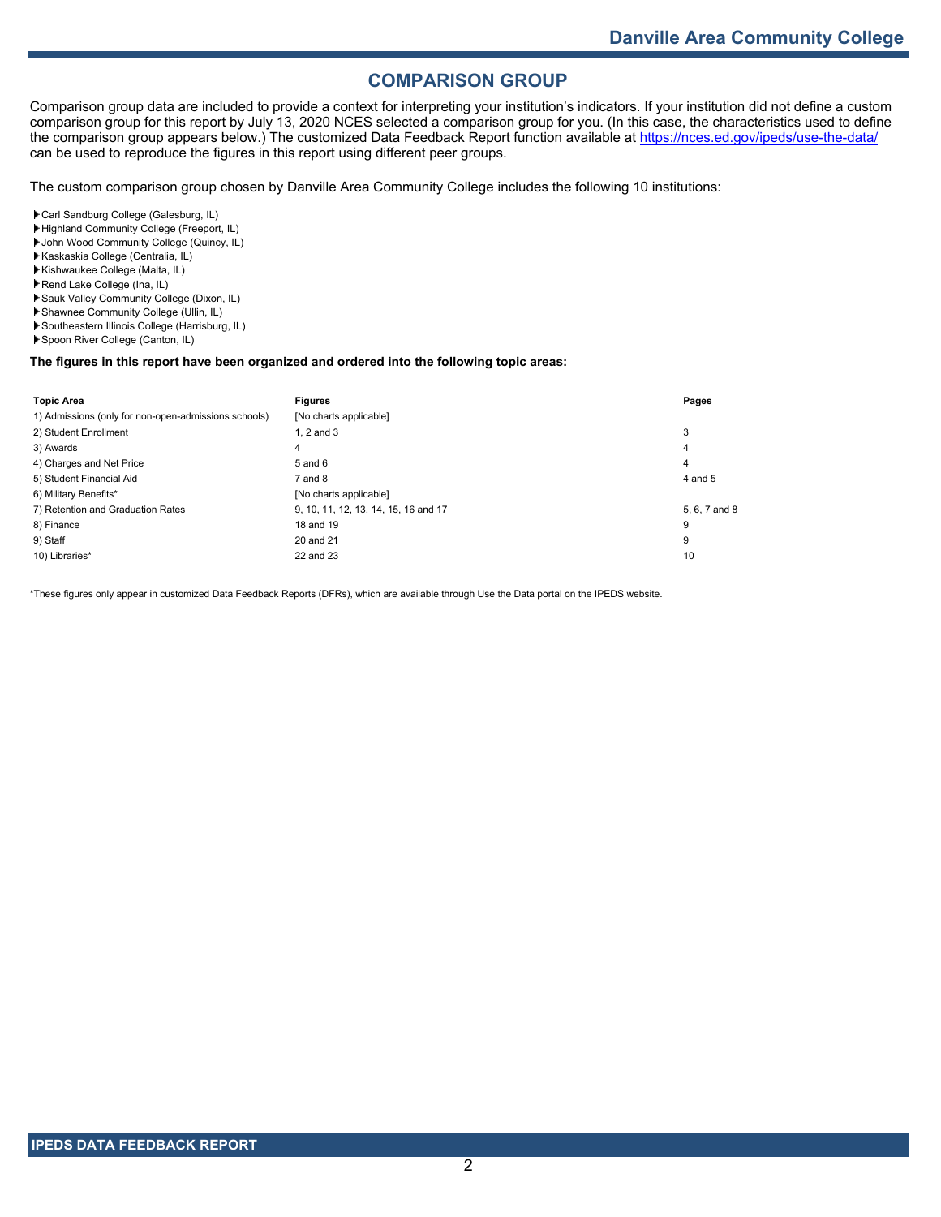# COMPARISON GROUP

Comparison group data are included to provide a context for interpreting your institution's indicators. If your institution did not define a custom comparison group for this report by July 13, 2020 NCES selected a comparison group for you. (In this case, the characteristics used to define the comparison group appears below.) The customized Data Feedback Report function available at https://nces.ed.gov/ipeds/use-the-data/ can be used to reproduce the figures in this report using different peer groups.

The custom comparison group chosen by Danville Area Community College includes the following 10 institutions:

- Carl Sandburg College (Galesburg, IL)
- Highland Community College (Freeport, IL)
- John Wood Community College (Quincy, IL)
- Kaskaskia College (Centralia, IL)
- Kishwaukee College (Malta, IL)
- Rend Lake College (Ina, IL)
- Sauk Valley Community College (Dixon, IL)
- Shawnee Community College (Ullin, IL)
- Southeastern Illinois College (Harrisburg, IL)
- Spoon River College (Canton, IL)

**The figures in this report have been organized and ordered into the following topic areas:**

| Topic Area | Figures | Pages |
|---|---|---|
| 1) Admissions (only for non-open-admissions schools) | [No charts applicable] | |
| 2) Student Enrollment | 1, 2 and 3 | 3 |
| 3) Awards | 4 | 4 |
| 4) Charges and Net Price | 5 and 6 | 4 |
| 5) Student Financial Aid | 7 and 8 | 4 and 5 |
| 6) Military Benefits* | [No charts applicable] | |
| 7) Retention and Graduation Rates | 9, 10, 11, 12, 13, 14, 15, 16 and 17 | 5, 6, 7 and 8 |
| 8) Finance | 18 and 19 | 9 |
| 9) Staff | 20 and 21 | 9 |
| 10) Libraries* | 22 and 23 | 10 |

*These figures only appear in customized Data Feedback Reports (DFRs), which are available through Use the Data portal on the IPEDS website.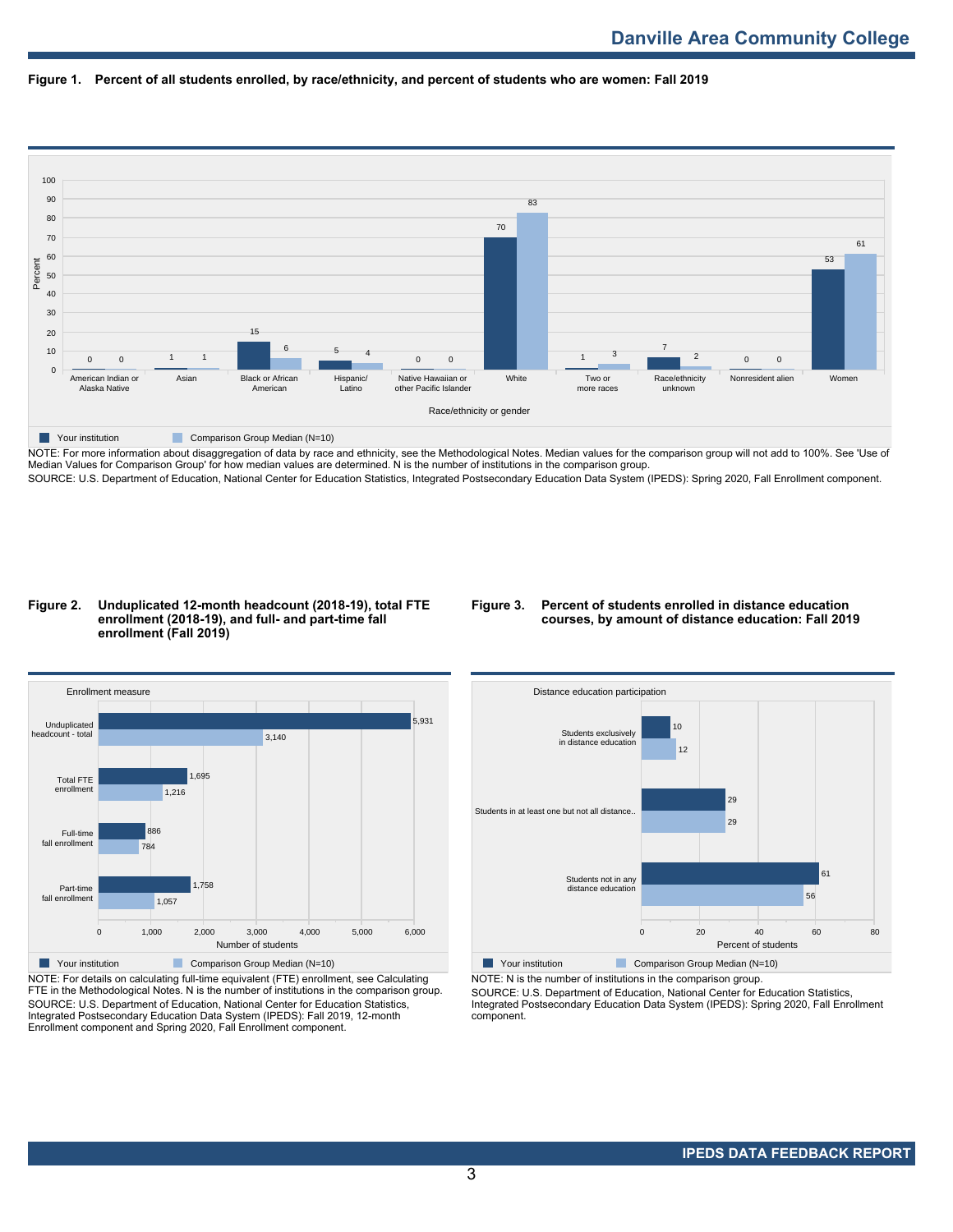**Figure 1. Percent of all students enrolled, by race/ethnicity, and percent of students who are women: Fall 2019**

| Race/ethnicity or gender | Your institution | Comparison Group Median (N=10) |
|---|---|---|
| American Indian or Alaska Native | 0 | 0 |
| Asian | 1 | 1 |
| Black or African American | 15 | 6 |
| Hispanic/ Latino | 5 | 4 |
| Native Hawaiian or other Pacific Islander | 0 | 0 |
| White | 70 | 83 |
| Two or more races | 1 | 3 |
| Race/ethnicity unknown | 7 | 2 |
| Nonresident alien | 0 | 0 |
| Women | 53 | 61 |

NOTE: For more information about disaggregation of data by race and ethnicity, see the Methodological Notes. Median values for the comparison group will not add to 100%. See 'Use of Median Values for Comparison Group' for how median values are determined. N is the number of institutions in the comparison group.
SOURCE: U.S. Department of Education, National Center for Education Statistics, Integrated Postsecondary Education Data System (IPEDS): Spring 2020, Fall Enrollment component.

**Figure 2. Unduplicated 12-month headcount (2018-19), total FTE enrollment (2018-19), and full- and part-time fall enrollment (Fall 2019)**

| Enrollment measure | Your institution | Comparison Group Median (N=10) |
|---|---|---|
| Unduplicated headcount - total | 5,931 | 3,140 |
| Total FTE enrollment | 1,695 | 1,216 |
| Full-time fall enrollment | 886 | 784 |
| Part-time fall enrollment | 1,758 | 1,057 |

NOTE: For details on calculating full-time equivalent (FTE) enrollment, see Calculating FTE in the Methodological Notes. N is the number of institutions in the comparison group.
SOURCE: U.S. Department of Education, National Center for Education Statistics, Integrated Postsecondary Education Data System (IPEDS): Fall 2019, 12-month Enrollment component and Spring 2020, Fall Enrollment component.

**Figure 3. Percent of students enrolled in distance education courses, by amount of distance education: Fall 2019**

| Distance education participation | Your institution | Comparison Group Median (N=10) |
|---|---|---|
| Students exclusively in distance education | 10 | 12 |
| Students in at least one but not all distance.. | 29 | 29 |
| Students not in any distance education | 61 | 56 |

NOTE: N is the number of institutions in the comparison group.
SOURCE: U.S. Department of Education, National Center for Education Statistics, Integrated Postsecondary Education Data System (IPEDS): Spring 2020, Fall Enrollment component.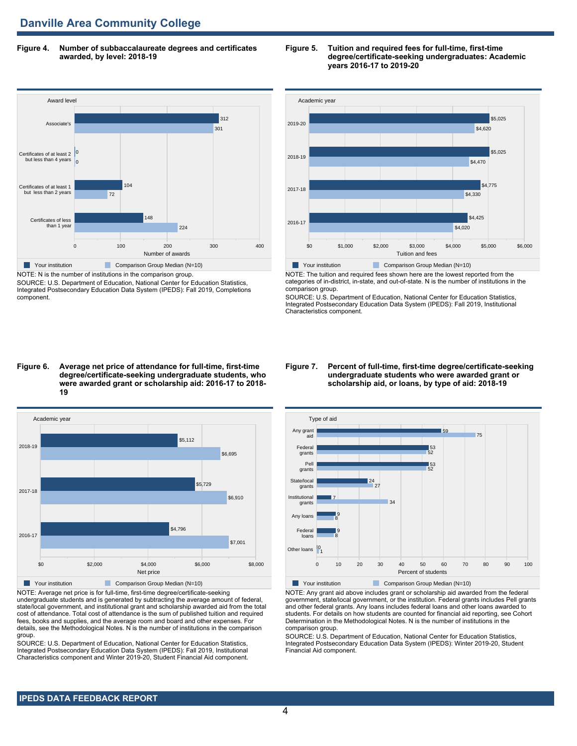## Danville Area Community College

**Figure 4. Number of subbaccalaureate degrees and certificates awarded, by level: 2018-19**

| Award level | Your institution | Comparison Group Median (N=10) |
|---|---|---|
| Associate's | 312 | 301 |
| Certificates of at least 2 but less than 4 years | 0 | 0 |
| Certificates of at least 1 but less than 2 years | 104 | 72 |
| Certificates of less than 1 year | 148 | 224 |

NOTE: N is the number of institutions in the comparison group.
SOURCE: U.S. Department of Education, National Center for Education Statistics, Integrated Postsecondary Education Data System (IPEDS): Fall 2019, Completions component.

**Figure 5. Tuition and required fees for full-time, first-time degree/certificate-seeking undergraduates: Academic years 2016-17 to 2019-20**

| Academic year | Your institution | Comparison Group Median (N=10) |
|---|---|---|
| 2019-20 | $5,025 | $4,620 |
| 2018-19 | $5,025 | $4,470 |
| 2017-18 | $4,775 | $4,330 |
| 2016-17 | $4,425 | $4,020 |

NOTE: The tuition and required fees shown here are the lowest reported from the categories of in-district, in-state, and out-of-state. N is the number of institutions in the comparison group.
SOURCE: U.S. Department of Education, National Center for Education Statistics, Integrated Postsecondary Education Data System (IPEDS): Fall 2019, Institutional Characteristics component.

**Figure 6. Average net price of attendance for full-time, first-time degree/certificate-seeking undergraduate students, who were awarded grant or scholarship aid: 2016-17 to 2018-19**

| Academic year | Your institution | Comparison Group Median (N=10) |
|---|---|---|
| 2018-19 | $5,112 | $6,695 |
| 2017-18 | $5,729 | $6,910 |
| 2016-17 | $4,796 | $7,001 |

NOTE: Average net price is for full-time, first-time degree/certificate-seeking undergraduate students and is generated by subtracting the average amount of federal, state/local government, and institutional grant and scholarship awarded aid from the total cost of attendance. Total cost of attendance is the sum of published tuition and required fees, books and supplies, and the average room and board and other expenses. For details, see the Methodological Notes. N is the number of institutions in the comparison group.
SOURCE: U.S. Department of Education, National Center for Education Statistics, Integrated Postsecondary Education Data System (IPEDS): Fall 2019, Institutional Characteristics component and Winter 2019-20, Student Financial Aid component.

**Figure 7. Percent of full-time, first-time degree/certificate-seeking undergraduate students who were awarded grant or scholarship aid, or loans, by type of aid: 2018-19**

| Type of aid | Your institution | Comparison Group Median (N=10) |
|---|---|---|
| Any grant aid | 59 | 75 |
| Federal grants | 53 | 52 |
| Pell grants | 53 | 52 |
| State/local grants | 24 | 27 |
| Institutional grants | 7 | 34 |
| Any loans | 9 | 8 |
| Federal loans | 9 | 8 |
| Other loans | 0 | 1 |

NOTE: Any grant aid above includes grant or scholarship aid awarded from the federal government, state/local government, or the institution. Federal grants includes Pell grants and other federal grants. Any loans includes federal loans and other loans awarded to students. For details on how students are counted for financial aid reporting, see Cohort Determination in the Methodological Notes. N is the number of institutions in the comparison group.
SOURCE: U.S. Department of Education, National Center for Education Statistics, Integrated Postsecondary Education Data System (IPEDS): Winter 2019-20, Student Financial Aid component.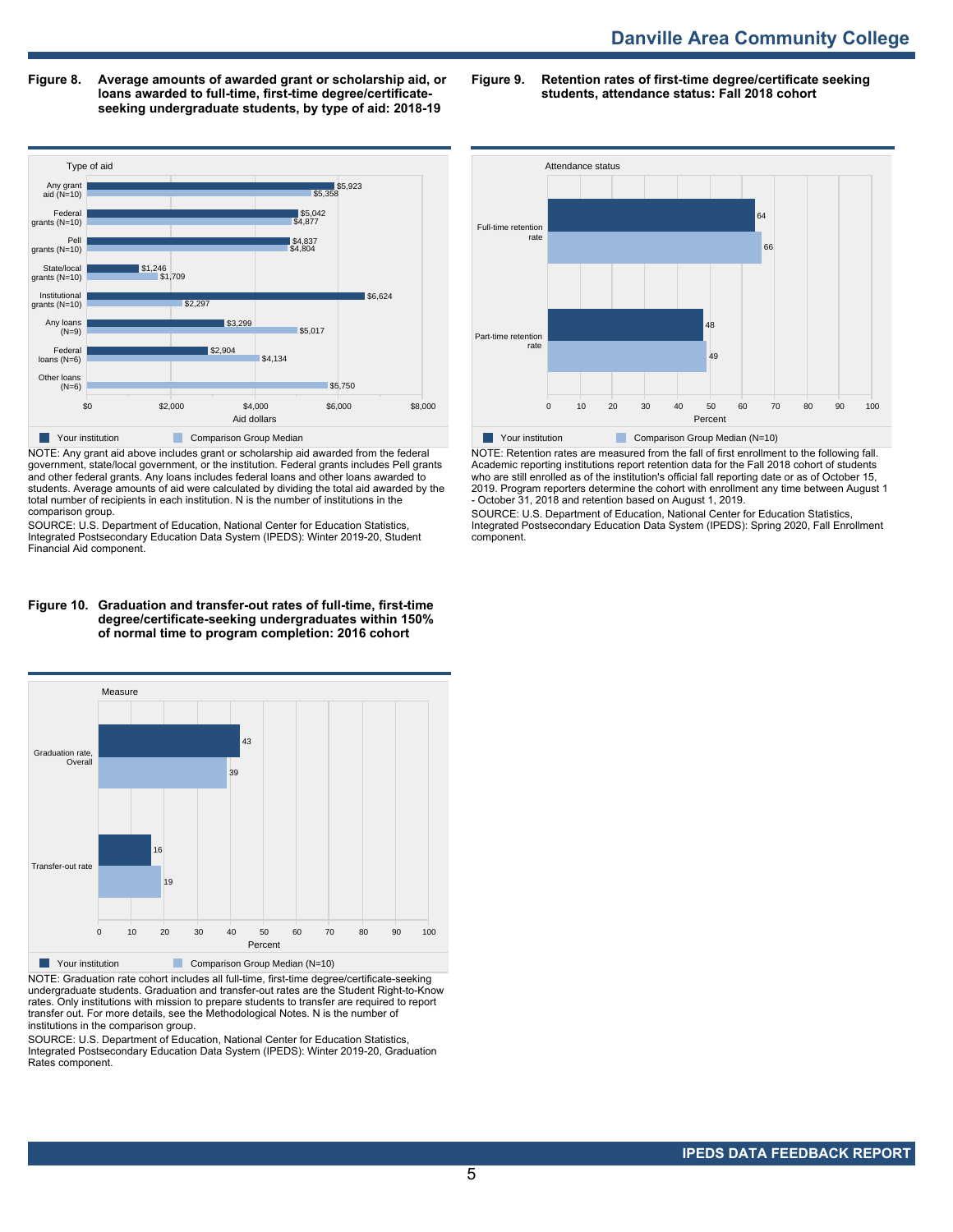**Figure 8. Average amounts of awarded grant or scholarship aid, or loans awarded to full-time, first-time degree/certificate-seeking undergraduate students, by type of aid: 2018-19**

| Type of aid | Your institution | Comparison Group Median |
|---|---|---|
| Any grant aid (N=10) | $5,923 | $5,358 |
| Federal grants (N=10) | $5,042 | $4,877 |
| Pell grants (N=10) | $4,837 | $4,804 |
| State/local grants (N=10) | $1,246 | $1,709 |
| Institutional grants (N=10) | $6,624 | $2,297 |
| Any loans (N=9) | $3,299 | $5,017 |
| Federal loans (N=6) | $2,904 | $4,134 |
| Other loans (N=6) | | $5,750 |

NOTE: Any grant aid above includes grant or scholarship aid awarded from the federal government, state/local government, or the institution. Federal grants includes Pell grants and other federal grants. Any loans includes federal loans and other loans awarded to students. Average amounts of aid were calculated by dividing the total aid awarded by the total number of recipients in each institution. N is the number of institutions in the comparison group.

SOURCE: U.S. Department of Education, National Center for Education Statistics, Integrated Postsecondary Education Data System (IPEDS): Winter 2019-20, Student Financial Aid component.

**Figure 9. Retention rates of first-time degree/certificate seeking students, attendance status: Fall 2018 cohort**

| Attendance status | Your institution | Comparison Group Median (N=10) |
|---|---|---|
| Full-time retention rate | 64 | 66 |
| Part-time retention rate | 48 | 49 |

NOTE: Retention rates are measured from the fall of first enrollment to the following fall. Academic reporting institutions report retention data for the Fall 2018 cohort of students who are still enrolled as of the institution's official fall reporting date or as of October 15, 2019. Program reporters determine the cohort with enrollment any time between August 1 - October 31, 2018 and retention based on August 1, 2019.

SOURCE: U.S. Department of Education, National Center for Education Statistics, Integrated Postsecondary Education Data System (IPEDS): Spring 2020, Fall Enrollment component.

**Figure 10. Graduation and transfer-out rates of full-time, first-time degree/certificate-seeking undergraduates within 150% of normal time to program completion: 2016 cohort**

| Measure | Your institution | Comparison Group Median (N=10) |
|---|---|---|
| Graduation rate, Overall | 43 | 39 |
| Transfer-out rate | 16 | 19 |

NOTE: Graduation rate cohort includes all full-time, first-time degree/certificate-seeking undergraduate students. Graduation and transfer-out rates are the Student Right-to-Know rates. Only institutions with mission to prepare students to transfer are required to report transfer out. For more details, see the Methodological Notes. N is the number of institutions in the comparison group.

SOURCE: U.S. Department of Education, National Center for Education Statistics, Integrated Postsecondary Education Data System (IPEDS): Winter 2019-20, Graduation Rates component.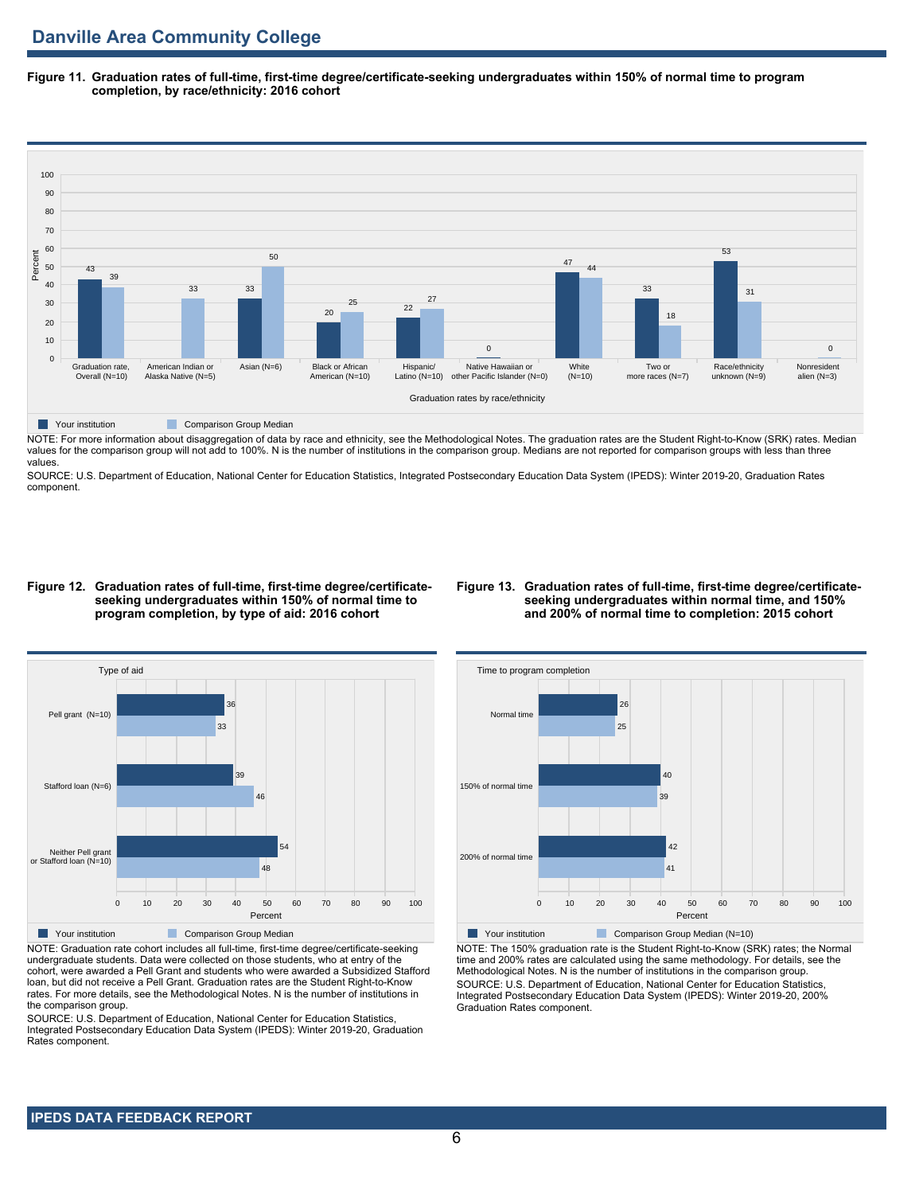## Danville Area Community College

**Figure 11. Graduation rates of full-time, first-time degree/certificate-seeking undergraduates within 150% of normal time to program completion, by race/ethnicity: 2016 cohort**

| Graduation rates by race/ethnicity | Your institution | Comparison Group Median |
|---|---|---|
| Graduation rate, Overall (N=10) | 43 | 39 |
| American Indian or Alaska Native (N=5) | | 33 |
| Asian (N=6) | 33 | 50 |
| Black or African American (N=10) | 20 | 25 |
| Hispanic/ Latino (N=10) | 22 | 27 |
| Native Hawaiian or other Pacific Islander (N=0) | 0 | |
| White (N=10) | 47 | 44 |
| Two or more races (N=7) | 33 | 18 |
| Race/ethnicity unknown (N=9) | 53 | 31 |
| Nonresident alien (N=3) | | 0 |

NOTE: For more information about disaggregation of data by race and ethnicity, see the Methodological Notes. The graduation rates are the Student Right-to-Know (SRK) rates. Median values for the comparison group will not add to 100%. N is the number of institutions in the comparison group. Medians are not reported for comparison groups with less than three values.

SOURCE: U.S. Department of Education, National Center for Education Statistics, Integrated Postsecondary Education Data System (IPEDS): Winter 2019-20, Graduation Rates component.

**Figure 12. Graduation rates of full-time, first-time degree/certificate-seeking undergraduates within 150% of normal time to program completion, by type of aid: 2016 cohort**

| Type of aid | Your institution | Comparison Group Median |
|---|---|---|
| Pell grant (N=10) | 36 | 33 |
| Stafford loan (N=6) | 39 | 46 |
| Neither Pell grant or Stafford loan (N=10) | 54 | 48 |

NOTE: Graduation rate cohort includes all full-time, first-time degree/certificate-seeking undergraduate students. Data were collected on those students, who at entry of the cohort, were awarded a Pell Grant and students who were awarded a Subsidized Stafford loan, but did not receive a Pell Grant. Graduation rates are the Student Right-to-Know rates. For more details, see the Methodological Notes. N is the number of institutions in the comparison group.

SOURCE: U.S. Department of Education, National Center for Education Statistics, Integrated Postsecondary Education Data System (IPEDS): Winter 2019-20, Graduation Rates component.

**Figure 13. Graduation rates of full-time, first-time degree/certificate-seeking undergraduates within normal time, and 150% and 200% of normal time to completion: 2015 cohort**

| Time to program completion | Your institution | Comparison Group Median (N=10) |
|---|---|---|
| Normal time | 26 | 25 |
| 150% of normal time | 40 | 39 |
| 200% of normal time | 42 | 41 |

NOTE: The 150% graduation rate is the Student Right-to-Know (SRK) rates; the Normal time and 200% rates are calculated using the same methodology. For details, see the Methodological Notes. N is the number of institutions in the comparison group.

SOURCE: U.S. Department of Education, National Center for Education Statistics, Integrated Postsecondary Education Data System (IPEDS): Winter 2019-20, 200% Graduation Rates component.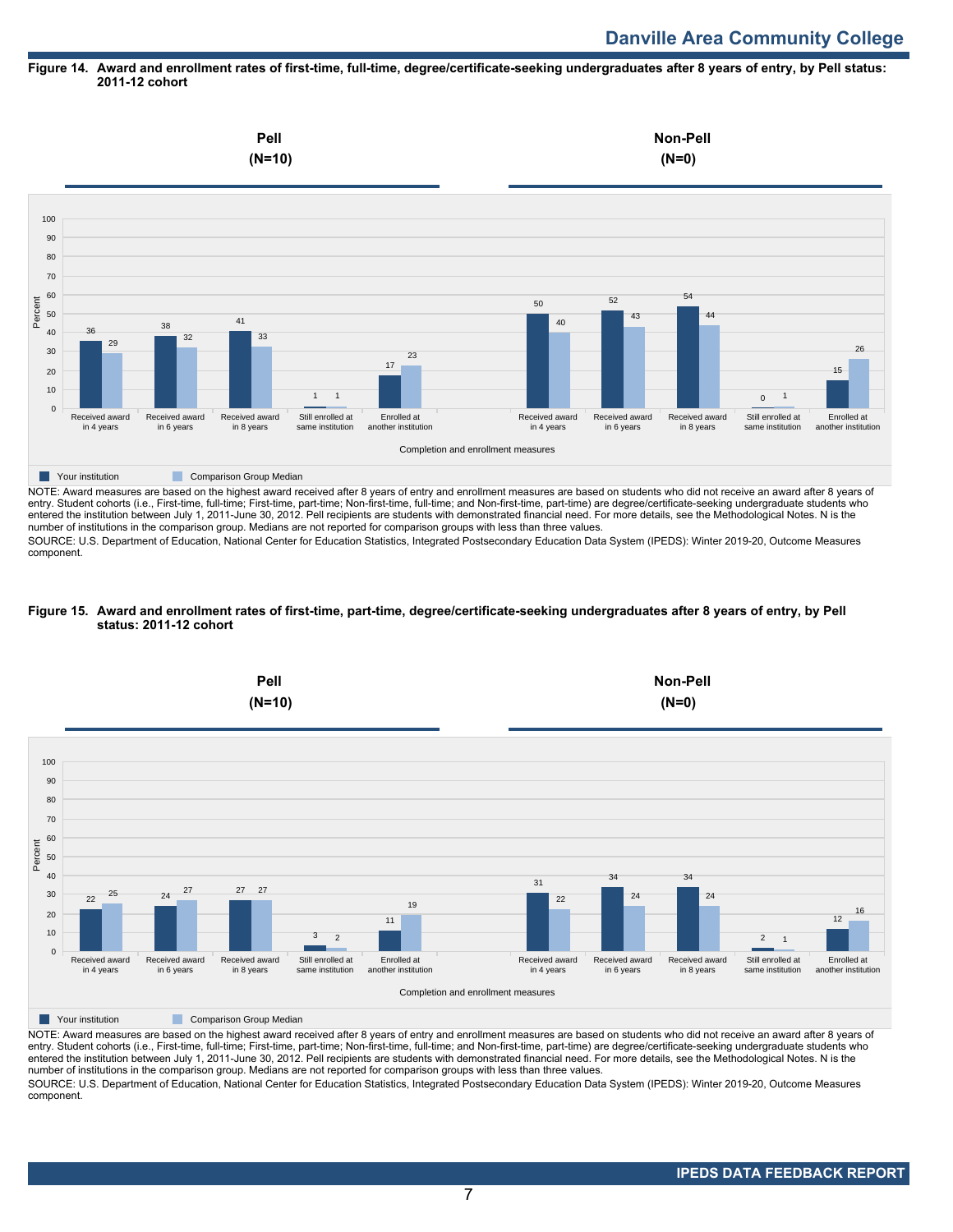# Danville Area Community College

**Figure 14. Award and enrollment rates of first-time, full-time, degree/certificate-seeking undergraduates after 8 years of entry, by Pell status: 2011-12 cohort**

| Completion and enrollment measures | Pell (N=10): Your institution | Pell (N=10): Comparison Group Median | Non-Pell (N=0): Your institution | Non-Pell (N=0): Comparison Group Median |
|---|---|---|---|---|
| Received award in 4 years | 36 | 29 | 50 | 40 |
| Received award in 6 years | 38 | 32 | 52 | 43 |
| Received award in 8 years | 41 | 33 | 54 | 44 |
| Still enrolled at same institution | 1 | 1 | 0 | 1 |
| Enrolled at another institution | 17 | 23 | 15 | 26 |

NOTE: Award measures are based on the highest award received after 8 years of entry and enrollment measures are based on students who did not receive an award after 8 years of entry. Student cohorts (i.e., First-time, full-time; First-time, part-time; Non-first-time, full-time; and Non-first-time, part-time) are degree/certificate-seeking undergraduate students who entered the institution between July 1, 2011-June 30, 2012. Pell recipients are students with demonstrated financial need. For more details, see the Methodological Notes. N is the number of institutions in the comparison group. Medians are not reported for comparison groups with less than three values.

SOURCE: U.S. Department of Education, National Center for Education Statistics, Integrated Postsecondary Education Data System (IPEDS): Winter 2019-20, Outcome Measures component.

**Figure 15. Award and enrollment rates of first-time, part-time, degree/certificate-seeking undergraduates after 8 years of entry, by Pell status: 2011-12 cohort**

| Completion and enrollment measures | Pell (N=10): Your institution | Pell (N=10): Comparison Group Median | Non-Pell (N=0): Your institution | Non-Pell (N=0): Comparison Group Median |
|---|---|---|---|---|
| Received award in 4 years | 22 | 25 | 31 | 22 |
| Received award in 6 years | 24 | 27 | 34 | 24 |
| Received award in 8 years | 27 | 27 | 34 | 24 |
| Still enrolled at same institution | 3 | 2 | 2 | 1 |
| Enrolled at another institution | 11 | 19 | 12 | 16 |

NOTE: Award measures are based on the highest award received after 8 years of entry and enrollment measures are based on students who did not receive an award after 8 years of entry. Student cohorts (i.e., First-time, full-time; First-time, part-time; Non-first-time, full-time; and Non-first-time, part-time) are degree/certificate-seeking undergraduate students who entered the institution between July 1, 2011-June 30, 2012. Pell recipients are students with demonstrated financial need. For more details, see the Methodological Notes. N is the number of institutions in the comparison group. Medians are not reported for comparison groups with less than three values.

SOURCE: U.S. Department of Education, National Center for Education Statistics, Integrated Postsecondary Education Data System (IPEDS): Winter 2019-20, Outcome Measures component.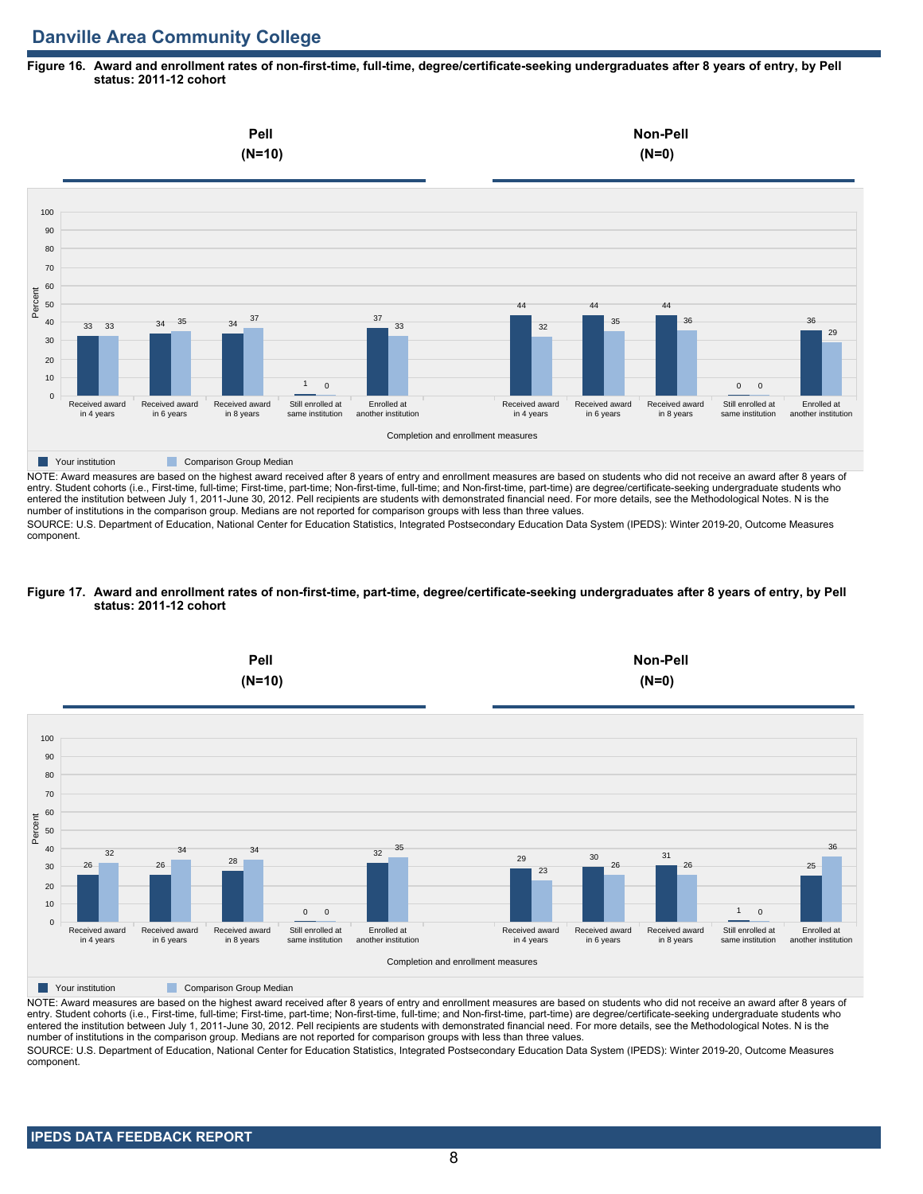## Danville Area Community College

**Figure 16. Award and enrollment rates of non-first-time, full-time, degree/certificate-seeking undergraduates after 8 years of entry, by Pell status: 2011-12 cohort**

| Completion and enrollment measures | Pell (N=10): Your institution | Pell (N=10): Comparison Group Median | Non-Pell (N=0): Your institution | Non-Pell (N=0): Comparison Group Median |
|---|---|---|---|---|
| Received award in 4 years | 33 | 33 | 44 | 32 |
| Received award in 6 years | 34 | 35 | 44 | 35 |
| Received award in 8 years | 34 | 37 | 44 | 36 |
| Still enrolled at same institution | 1 | 0 | 0 | 0 |
| Enrolled at another institution | 37 | 33 | 36 | 29 |

NOTE: Award measures are based on the highest award received after 8 years of entry and enrollment measures are based on students who did not receive an award after 8 years of entry. Student cohorts (i.e., First-time, full-time; First-time, part-time; Non-first-time, full-time; and Non-first-time, part-time) are degree/certificate-seeking undergraduate students who entered the institution between July 1, 2011-June 30, 2012. Pell recipients are students with demonstrated financial need. For more details, see the Methodological Notes. N is the number of institutions in the comparison group. Medians are not reported for comparison groups with less than three values.

SOURCE: U.S. Department of Education, National Center for Education Statistics, Integrated Postsecondary Education Data System (IPEDS): Winter 2019-20, Outcome Measures component.

**Figure 17. Award and enrollment rates of non-first-time, part-time, degree/certificate-seeking undergraduates after 8 years of entry, by Pell status: 2011-12 cohort**

| Completion and enrollment measures | Pell (N=10): Your institution | Pell (N=10): Comparison Group Median | Non-Pell (N=0): Your institution | Non-Pell (N=0): Comparison Group Median |
|---|---|---|---|---|
| Received award in 4 years | 26 | 32 | 29 | 23 |
| Received award in 6 years | 26 | 34 | 30 | 26 |
| Received award in 8 years | 28 | 34 | 31 | 26 |
| Still enrolled at same institution | 0 | 0 | 1 | 0 |
| Enrolled at another institution | 32 | 35 | 25 | 36 |

NOTE: Award measures are based on the highest award received after 8 years of entry and enrollment measures are based on students who did not receive an award after 8 years of entry. Student cohorts (i.e., First-time, full-time; First-time, part-time; Non-first-time, full-time; and Non-first-time, part-time) are degree/certificate-seeking undergraduate students who entered the institution between July 1, 2011-June 30, 2012. Pell recipients are students with demonstrated financial need. For more details, see the Methodological Notes. N is the number of institutions in the comparison group. Medians are not reported for comparison groups with less than three values.

SOURCE: U.S. Department of Education, National Center for Education Statistics, Integrated Postsecondary Education Data System (IPEDS): Winter 2019-20, Outcome Measures component.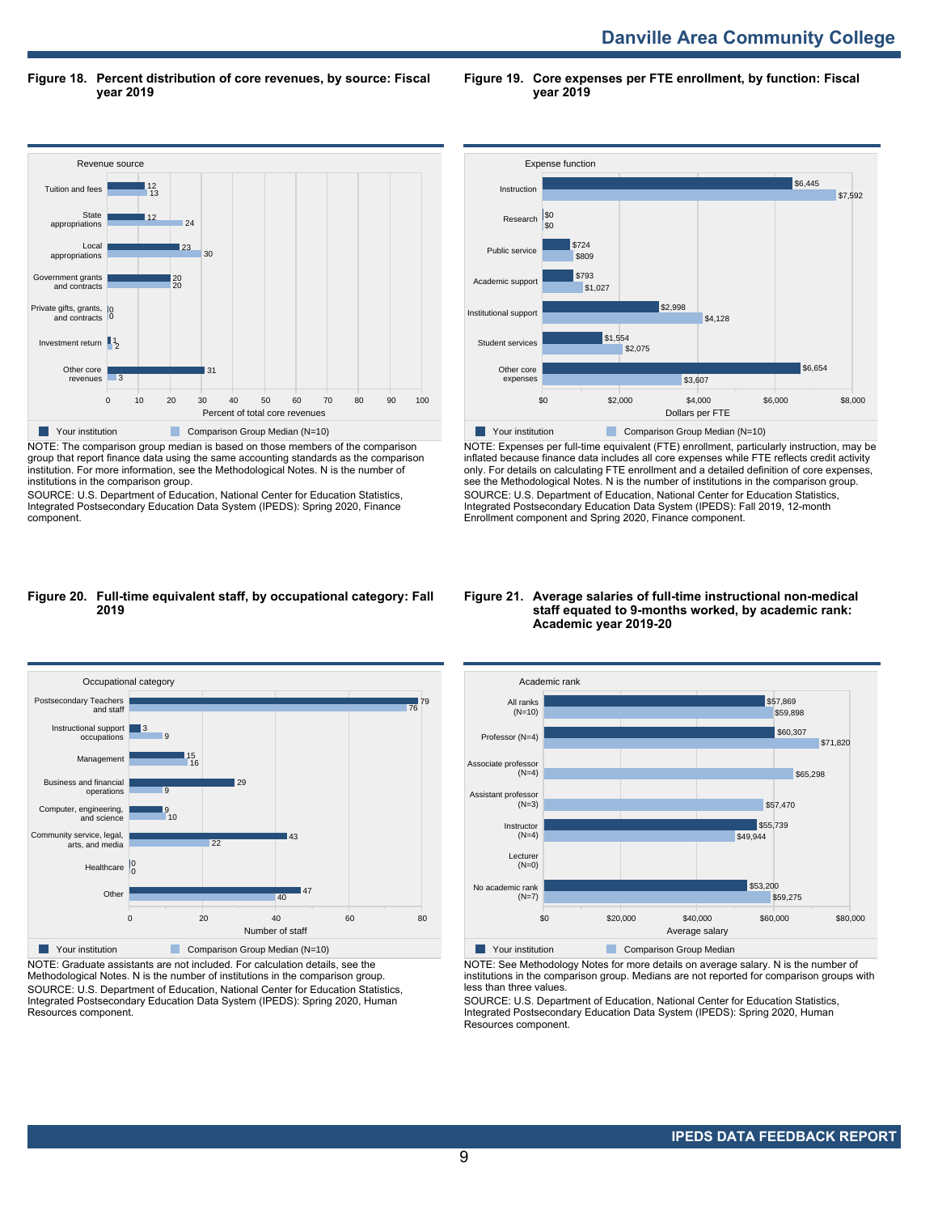## Figure 18. Percent distribution of core revenues, by source: Fiscal year 2019

| Revenue source | Your institution | Comparison Group Median (N=10) |
|---|---|---|
| Tuition and fees | 12 | 13 |
| State appropriations | 12 | 24 |
| Local appropriations | 23 | 30 |
| Government grants and contracts | 20 | 20 |
| Private gifts, grants, and contracts | 0 | 0 |
| Investment return | 1 | 2 |
| Other core revenues | 31 | 3 |

Percent of total core revenues

NOTE: The comparison group median is based on those members of the comparison group that report finance data using the same accounting standards as the comparison institution. For more information, see the Methodological Notes. N is the number of institutions in the comparison group.
SOURCE: U.S. Department of Education, National Center for Education Statistics, Integrated Postsecondary Education Data System (IPEDS): Spring 2020, Finance component.

## Figure 19. Core expenses per FTE enrollment, by function: Fiscal year 2019

| Expense function | Your institution | Comparison Group Median (N=10) |
|---|---|---|
| Instruction | $6,445 | $7,592 |
| Research | $0 | $0 |
| Public service | $724 | $809 |
| Academic support | $793 | $1,027 |
| Institutional support | $2,998 | $4,128 |
| Student services | $1,554 | $2,075 |
| Other core expenses | $6,654 | $3,607 |

Dollars per FTE

NOTE: Expenses per full-time equivalent (FTE) enrollment, particularly instruction, may be inflated because finance data includes all core expenses while FTE reflects credit activity only. For details on calculating FTE enrollment and a detailed definition of core expenses, see the Methodological Notes. N is the number of institutions in the comparison group.
SOURCE: U.S. Department of Education, National Center for Education Statistics, Integrated Postsecondary Education Data System (IPEDS): Fall 2019, 12-month Enrollment component and Spring 2020, Finance component.

## Figure 20. Full-time equivalent staff, by occupational category: Fall 2019

| Occupational category | Your institution | Comparison Group Median (N=10) |
|---|---|---|
| Postsecondary Teachers and staff | 79 | 76 |
| Instructional support occupations | 3 | 9 |
| Management | 15 | 16 |
| Business and financial operations | 29 | 9 |
| Computer, engineering, and science | 9 | 10 |
| Community service, legal, arts, and media | 43 | 22 |
| Healthcare | 0 | 0 |
| Other | 47 | 40 |

Number of staff

NOTE: Graduate assistants are not included. For calculation details, see the Methodological Notes. N is the number of institutions in the comparison group.
SOURCE: U.S. Department of Education, National Center for Education Statistics, Integrated Postsecondary Education Data System (IPEDS): Spring 2020, Human Resources component.

## Figure 21. Average salaries of full-time instructional non-medical staff equated to 9-months worked, by academic rank: Academic year 2019-20

| Academic rank | Your institution | Comparison Group Median |
|---|---|---|
| All ranks (N=10) | $57,869 | $59,898 |
| Professor (N=4) | $60,307 | $71,820 |
| Associate professor (N=4) | | $65,298 |
| Assistant professor (N=3) | | $57,470 |
| Instructor (N=4) | $55,739 | $49,944 |
| Lecturer (N=0) | | |
| No academic rank (N=7) | $53,200 | $59,275 |

Average salary

NOTE: See Methodology Notes for more details on average salary. N is the number of institutions in the comparison group. Medians are not reported for comparison groups with less than three values.
SOURCE: U.S. Department of Education, National Center for Education Statistics, Integrated Postsecondary Education Data System (IPEDS): Spring 2020, Human Resources component.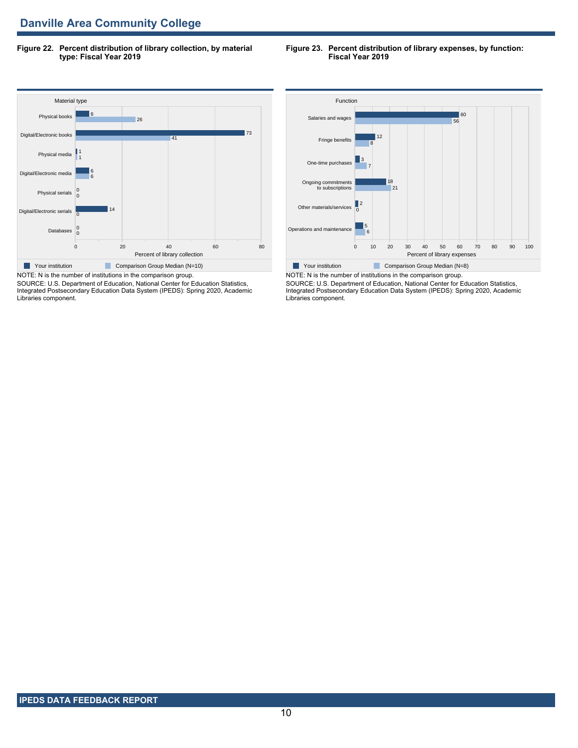## Danville Area Community College

**Figure 22. Percent distribution of library collection, by material type: Fiscal Year 2019**

| Material type | Your institution | Comparison Group Median (N=10) |
|---|---|---|
| Physical books | 6 | 26 |
| Digital/Electronic books | 73 | 41 |
| Physical media | 1 | 1 |
| Digital/Electronic media | 6 | 6 |
| Physical serials | 0 | 0 |
| Digital/Electronic serials | 14 | 0 |
| Databases | 0 | 0 |

Percent of library collection

NOTE: N is the number of institutions in the comparison group.
SOURCE: U.S. Department of Education, National Center for Education Statistics, Integrated Postsecondary Education Data System (IPEDS): Spring 2020, Academic Libraries component.

**Figure 23. Percent distribution of library expenses, by function: Fiscal Year 2019**

| Function | Your institution | Comparison Group Median (N=8) |
|---|---|---|
| Salaries and wages | 60 | 56 |
| Fringe benefits | 12 | 8 |
| One-time purchases | 3 | 7 |
| Ongoing commitments to subscriptions | 18 | 21 |
| Other materials/services | 2 | 0 |
| Operations and maintenance | 5 | 6 |

Percent of library expenses

NOTE: N is the number of institutions in the comparison group.
SOURCE: U.S. Department of Education, National Center for Education Statistics, Integrated Postsecondary Education Data System (IPEDS): Spring 2020, Academic Libraries component.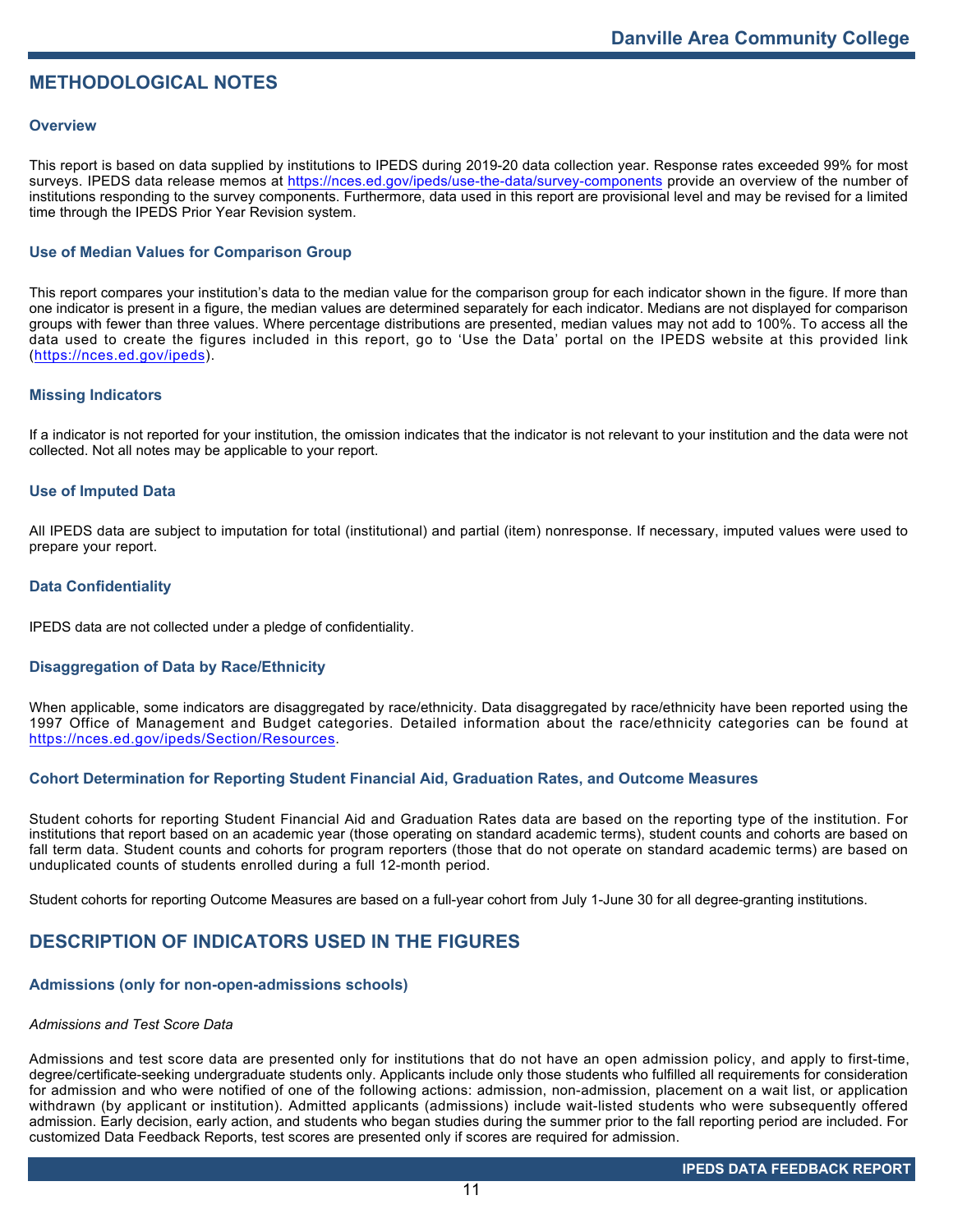## METHODOLOGICAL NOTES

### Overview

This report is based on data supplied by institutions to IPEDS during 2019-20 data collection year. Response rates exceeded 99% for most surveys. IPEDS data release memos at https://nces.ed.gov/ipeds/use-the-data/survey-components provide an overview of the number of institutions responding to the survey components. Furthermore, data used in this report are provisional level and may be revised for a limited time through the IPEDS Prior Year Revision system.

### Use of Median Values for Comparison Group

This report compares your institution's data to the median value for the comparison group for each indicator shown in the figure. If more than one indicator is present in a figure, the median values are determined separately for each indicator. Medians are not displayed for comparison groups with fewer than three values. Where percentage distributions are presented, median values may not add to 100%. To access all the data used to create the figures included in this report, go to 'Use the Data' portal on the IPEDS website at this provided link (https://nces.ed.gov/ipeds).

### Missing Indicators

If a indicator is not reported for your institution, the omission indicates that the indicator is not relevant to your institution and the data were not collected. Not all notes may be applicable to your report.

### Use of Imputed Data

All IPEDS data are subject to imputation for total (institutional) and partial (item) nonresponse. If necessary, imputed values were used to prepare your report.

### Data Confidentiality

IPEDS data are not collected under a pledge of confidentiality.

### Disaggregation of Data by Race/Ethnicity

When applicable, some indicators are disaggregated by race/ethnicity. Data disaggregated by race/ethnicity have been reported using the 1997 Office of Management and Budget categories. Detailed information about the race/ethnicity categories can be found at https://nces.ed.gov/ipeds/Section/Resources.

### Cohort Determination for Reporting Student Financial Aid, Graduation Rates, and Outcome Measures

Student cohorts for reporting Student Financial Aid and Graduation Rates data are based on the reporting type of the institution. For institutions that report based on an academic year (those operating on standard academic terms), student counts and cohorts are based on fall term data. Student counts and cohorts for program reporters (those that do not operate on standard academic terms) are based on unduplicated counts of students enrolled during a full 12-month period.

Student cohorts for reporting Outcome Measures are based on a full-year cohort from July 1-June 30 for all degree-granting institutions.

## DESCRIPTION OF INDICATORS USED IN THE FIGURES

### Admissions (only for non-open-admissions schools)

*Admissions and Test Score Data*

Admissions and test score data are presented only for institutions that do not have an open admission policy, and apply to first-time, degree/certificate-seeking undergraduate students only. Applicants include only those students who fulfilled all requirements for consideration for admission and who were notified of one of the following actions: admission, non-admission, placement on a wait list, or application withdrawn (by applicant or institution). Admitted applicants (admissions) include wait-listed students who were subsequently offered admission. Early decision, early action, and students who began studies during the summer prior to the fall reporting period are included. For customized Data Feedback Reports, test scores are presented only if scores are required for admission.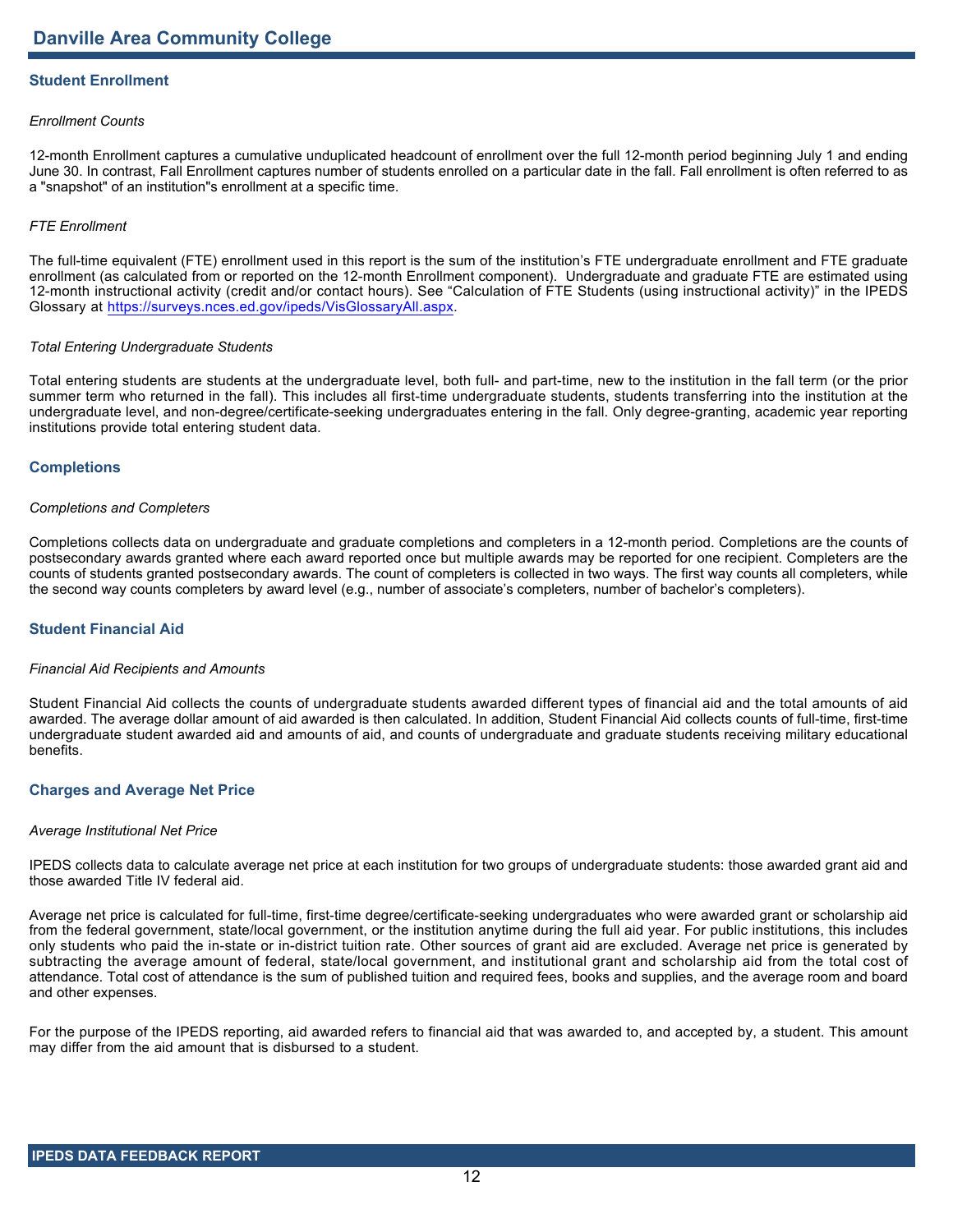# Danville Area Community College

## Student Enrollment

*Enrollment Counts*

12-month Enrollment captures a cumulative unduplicated headcount of enrollment over the full 12-month period beginning July 1 and ending June 30. In contrast, Fall Enrollment captures number of students enrolled on a particular date in the fall. Fall enrollment is often referred to as a "snapshot" of an institution"s enrollment at a specific time.

*FTE Enrollment*

The full-time equivalent (FTE) enrollment used in this report is the sum of the institution's FTE undergraduate enrollment and FTE graduate enrollment (as calculated from or reported on the 12-month Enrollment component). Undergraduate and graduate FTE are estimated using 12-month instructional activity (credit and/or contact hours). See "Calculation of FTE Students (using instructional activity)" in the IPEDS Glossary at [https://surveys.nces.ed.gov/ipeds/VisGlossaryAll.aspx](https://surveys.nces.ed.gov/ipeds/VisGlossaryAll.aspx).

*Total Entering Undergraduate Students*

Total entering students are students at the undergraduate level, both full- and part-time, new to the institution in the fall term (or the prior summer term who returned in the fall). This includes all first-time undergraduate students, students transferring into the institution at the undergraduate level, and non-degree/certificate-seeking undergraduates entering in the fall. Only degree-granting, academic year reporting institutions provide total entering student data.

## Completions

*Completions and Completers*

Completions collects data on undergraduate and graduate completions and completers in a 12-month period. Completions are the counts of postsecondary awards granted where each award reported once but multiple awards may be reported for one recipient. Completers are the counts of students granted postsecondary awards. The count of completers is collected in two ways. The first way counts all completers, while the second way counts completers by award level (e.g., number of associate's completers, number of bachelor's completers).

## Student Financial Aid

*Financial Aid Recipients and Amounts*

Student Financial Aid collects the counts of undergraduate students awarded different types of financial aid and the total amounts of aid awarded. The average dollar amount of aid awarded is then calculated. In addition, Student Financial Aid collects counts of full-time, first-time undergraduate student awarded aid and amounts of aid, and counts of undergraduate and graduate students receiving military educational benefits.

## Charges and Average Net Price

*Average Institutional Net Price*

IPEDS collects data to calculate average net price at each institution for two groups of undergraduate students: those awarded grant aid and those awarded Title IV federal aid.

Average net price is calculated for full-time, first-time degree/certificate-seeking undergraduates who were awarded grant or scholarship aid from the federal government, state/local government, or the institution anytime during the full aid year. For public institutions, this includes only students who paid the in-state or in-district tuition rate. Other sources of grant aid are excluded. Average net price is generated by subtracting the average amount of federal, state/local government, and institutional grant and scholarship aid from the total cost of attendance. Total cost of attendance is the sum of published tuition and required fees, books and supplies, and the average room and board and other expenses.

For the purpose of the IPEDS reporting, aid awarded refers to financial aid that was awarded to, and accepted by, a student. This amount may differ from the aid amount that is disbursed to a student.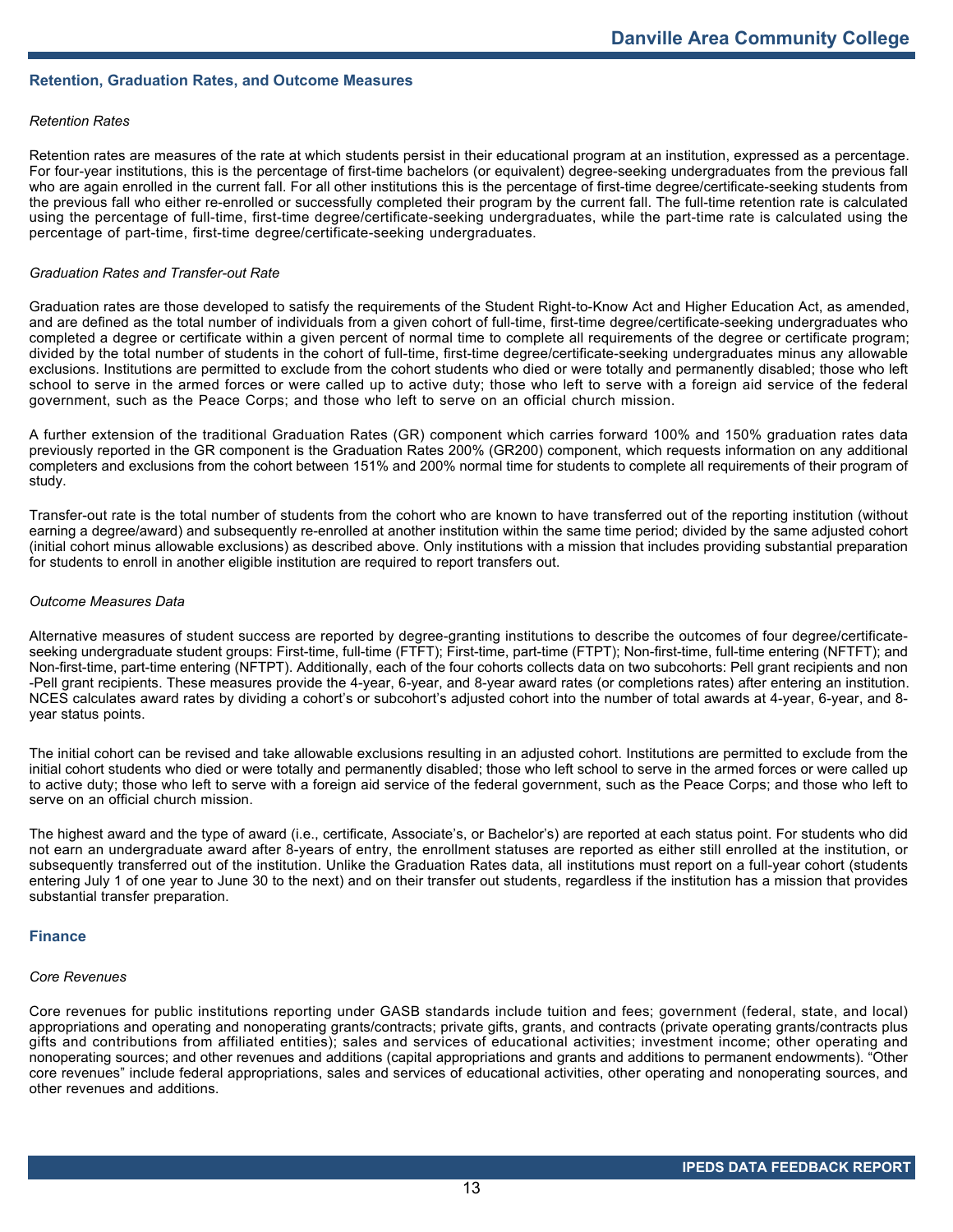## Retention, Graduation Rates, and Outcome Measures

*Retention Rates*

Retention rates are measures of the rate at which students persist in their educational program at an institution, expressed as a percentage. For four-year institutions, this is the percentage of first-time bachelors (or equivalent) degree-seeking undergraduates from the previous fall who are again enrolled in the current fall. For all other institutions this is the percentage of first-time degree/certificate-seeking students from the previous fall who either re-enrolled or successfully completed their program by the current fall. The full-time retention rate is calculated using the percentage of full-time, first-time degree/certificate-seeking undergraduates, while the part-time rate is calculated using the percentage of part-time, first-time degree/certificate-seeking undergraduates.

*Graduation Rates and Transfer-out Rate*

Graduation rates are those developed to satisfy the requirements of the Student Right-to-Know Act and Higher Education Act, as amended, and are defined as the total number of individuals from a given cohort of full-time, first-time degree/certificate-seeking undergraduates who completed a degree or certificate within a given percent of normal time to complete all requirements of the degree or certificate program; divided by the total number of students in the cohort of full-time, first-time degree/certificate-seeking undergraduates minus any allowable exclusions. Institutions are permitted to exclude from the cohort students who died or were totally and permanently disabled; those who left school to serve in the armed forces or were called up to active duty; those who left to serve with a foreign aid service of the federal government, such as the Peace Corps; and those who left to serve on an official church mission.

A further extension of the traditional Graduation Rates (GR) component which carries forward 100% and 150% graduation rates data previously reported in the GR component is the Graduation Rates 200% (GR200) component, which requests information on any additional completers and exclusions from the cohort between 151% and 200% normal time for students to complete all requirements of their program of study.

Transfer-out rate is the total number of students from the cohort who are known to have transferred out of the reporting institution (without earning a degree/award) and subsequently re-enrolled at another institution within the same time period; divided by the same adjusted cohort (initial cohort minus allowable exclusions) as described above. Only institutions with a mission that includes providing substantial preparation for students to enroll in another eligible institution are required to report transfers out.

*Outcome Measures Data*

Alternative measures of student success are reported by degree-granting institutions to describe the outcomes of four degree/certificate-seeking undergraduate student groups: First-time, full-time (FTFT); First-time, part-time (FTPT); Non-first-time, full-time entering (NFTFT); and Non-first-time, part-time entering (NFTPT). Additionally, each of the four cohorts collects data on two subcohorts: Pell grant recipients and non -Pell grant recipients. These measures provide the 4-year, 6-year, and 8-year award rates (or completions rates) after entering an institution. NCES calculates award rates by dividing a cohort's or subcohort's adjusted cohort into the number of total awards at 4-year, 6-year, and 8-year status points.

The initial cohort can be revised and take allowable exclusions resulting in an adjusted cohort. Institutions are permitted to exclude from the initial cohort students who died or were totally and permanently disabled; those who left school to serve in the armed forces or were called up to active duty; those who left to serve with a foreign aid service of the federal government, such as the Peace Corps; and those who left to serve on an official church mission.

The highest award and the type of award (i.e., certificate, Associate's, or Bachelor's) are reported at each status point. For students who did not earn an undergraduate award after 8-years of entry, the enrollment statuses are reported as either still enrolled at the institution, or subsequently transferred out of the institution. Unlike the Graduation Rates data, all institutions must report on a full-year cohort (students entering July 1 of one year to June 30 to the next) and on their transfer out students, regardless if the institution has a mission that provides substantial transfer preparation.

## Finance

*Core Revenues*

Core revenues for public institutions reporting under GASB standards include tuition and fees; government (federal, state, and local) appropriations and operating and nonoperating grants/contracts; private gifts, grants, and contracts (private operating grants/contracts plus gifts and contributions from affiliated entities); sales and services of educational activities; investment income; other operating and nonoperating sources; and other revenues and additions (capital appropriations and grants and additions to permanent endowments). "Other core revenues" include federal appropriations, sales and services of educational activities, other operating and nonoperating sources, and other revenues and additions.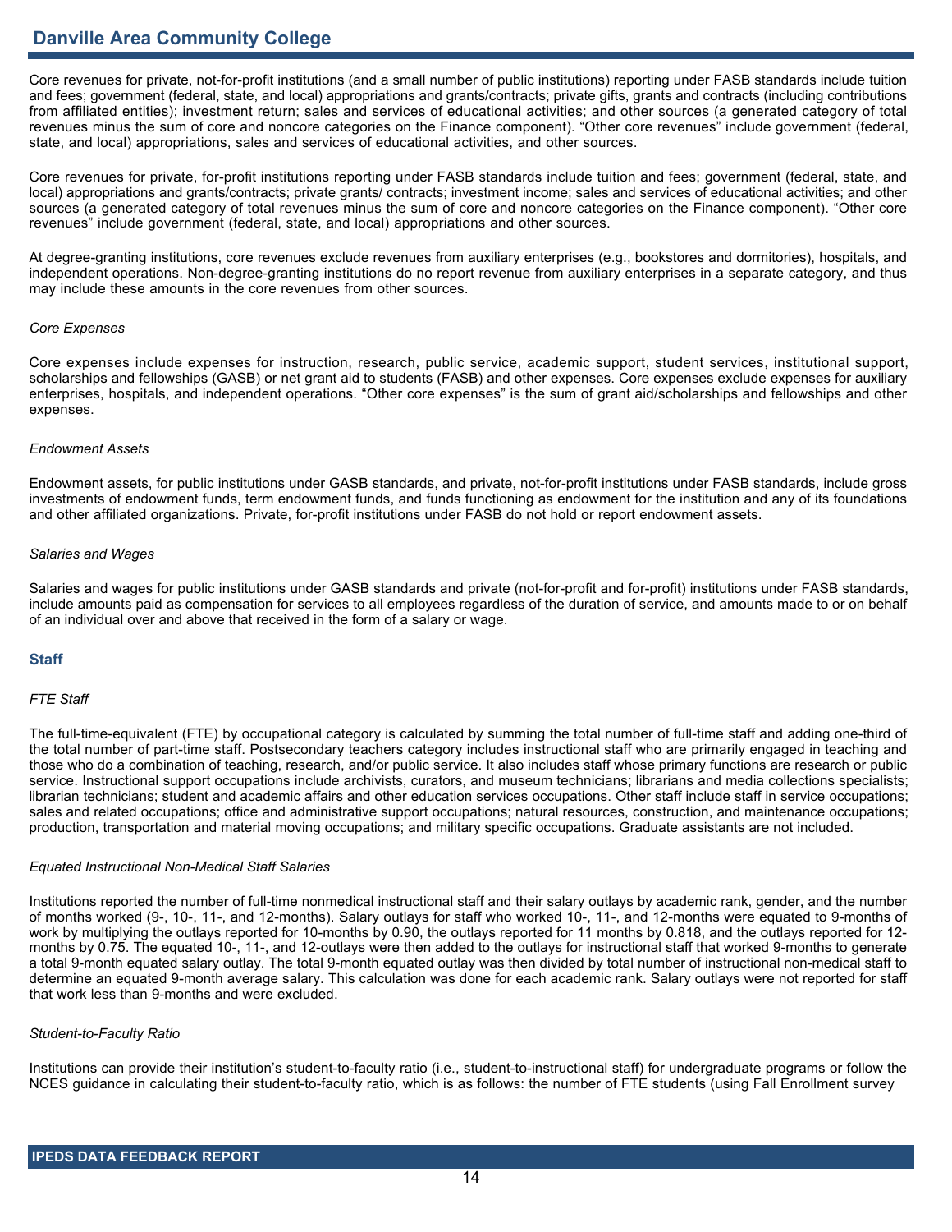Core revenues for private, not-for-profit institutions (and a small number of public institutions) reporting under FASB standards include tuition and fees; government (federal, state, and local) appropriations and grants/contracts; private gifts, grants and contracts (including contributions from affiliated entities); investment return; sales and services of educational activities; and other sources (a generated category of total revenues minus the sum of core and noncore categories on the Finance component). “Other core revenues” include government (federal, state, and local) appropriations, sales and services of educational activities, and other sources.

Core revenues for private, for-profit institutions reporting under FASB standards include tuition and fees; government (federal, state, and local) appropriations and grants/contracts; private grants/ contracts; investment income; sales and services of educational activities; and other sources (a generated category of total revenues minus the sum of core and noncore categories on the Finance component). “Other core revenues” include government (federal, state, and local) appropriations and other sources.

At degree-granting institutions, core revenues exclude revenues from auxiliary enterprises (e.g., bookstores and dormitories), hospitals, and independent operations. Non-degree-granting institutions do no report revenue from auxiliary enterprises in a separate category, and thus may include these amounts in the core revenues from other sources.

*Core Expenses*

Core expenses include expenses for instruction, research, public service, academic support, student services, institutional support, scholarships and fellowships (GASB) or net grant aid to students (FASB) and other expenses. Core expenses exclude expenses for auxiliary enterprises, hospitals, and independent operations. “Other core expenses” is the sum of grant aid/scholarships and fellowships and other expenses.

*Endowment Assets*

Endowment assets, for public institutions under GASB standards, and private, not-for-profit institutions under FASB standards, include gross investments of endowment funds, term endowment funds, and funds functioning as endowment for the institution and any of its foundations and other affiliated organizations. Private, for-profit institutions under FASB do not hold or report endowment assets.

*Salaries and Wages*

Salaries and wages for public institutions under GASB standards and private (not-for-profit and for-profit) institutions under FASB standards, include amounts paid as compensation for services to all employees regardless of the duration of service, and amounts made to or on behalf of an individual over and above that received in the form of a salary or wage.

## Staff

*FTE Staff*

The full-time-equivalent (FTE) by occupational category is calculated by summing the total number of full-time staff and adding one-third of the total number of part-time staff. Postsecondary teachers category includes instructional staff who are primarily engaged in teaching and those who do a combination of teaching, research, and/or public service. It also includes staff whose primary functions are research or public service. Instructional support occupations include archivists, curators, and museum technicians; librarians and media collections specialists; librarian technicians; student and academic affairs and other education services occupations. Other staff include staff in service occupations; sales and related occupations; office and administrative support occupations; natural resources, construction, and maintenance occupations; production, transportation and material moving occupations; and military specific occupations. Graduate assistants are not included.

*Equated Instructional Non-Medical Staff Salaries*

Institutions reported the number of full-time nonmedical instructional staff and their salary outlays by academic rank, gender, and the number of months worked (9-, 10-, 11-, and 12-months). Salary outlays for staff who worked 10-, 11-, and 12-months were equated to 9-months of work by multiplying the outlays reported for 10-months by 0.90, the outlays reported for 11 months by 0.818, and the outlays reported for 12-months by 0.75. The equated 10-, 11-, and 12-outlays were then added to the outlays for instructional staff that worked 9-months to generate a total 9-month equated salary outlay. The total 9-month equated outlay was then divided by total number of instructional non-medical staff to determine an equated 9-month average salary. This calculation was done for each academic rank. Salary outlays were not reported for staff that work less than 9-months and were excluded.

*Student-to-Faculty Ratio*

Institutions can provide their institution’s student-to-faculty ratio (i.e., student-to-instructional staff) for undergraduate programs or follow the NCES guidance in calculating their student-to-faculty ratio, which is as follows: the number of FTE students (using Fall Enrollment survey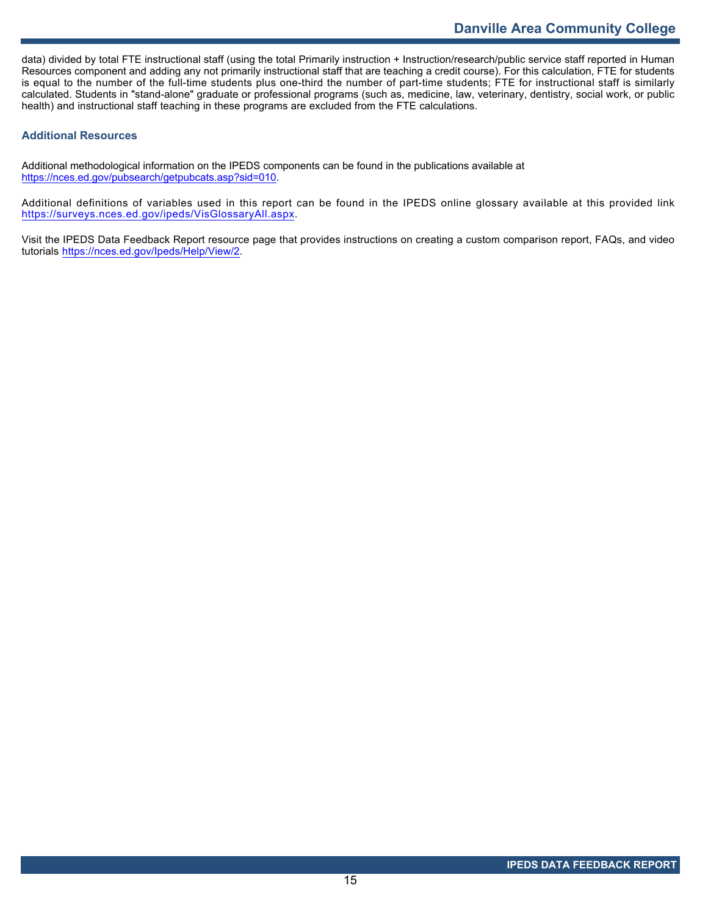data) divided by total FTE instructional staff (using the total Primarily instruction + Instruction/research/public service staff reported in Human Resources component and adding any not primarily instructional staff that are teaching a credit course). For this calculation, FTE for students is equal to the number of the full-time students plus one-third the number of part-time students; FTE for instructional staff is similarly calculated. Students in "stand-alone" graduate or professional programs (such as, medicine, law, veterinary, dentistry, social work, or public health) and instructional staff teaching in these programs are excluded from the FTE calculations.

### Additional Resources

Additional methodological information on the IPEDS components can be found in the publications available at https://nces.ed.gov/pubsearch/getpubcats.asp?sid=010.

Additional definitions of variables used in this report can be found in the IPEDS online glossary available at this provided link https://surveys.nces.ed.gov/ipeds/VisGlossaryAll.aspx.

Visit the IPEDS Data Feedback Report resource page that provides instructions on creating a custom comparison report, FAQs, and video tutorials https://nces.ed.gov/Ipeds/Help/View/2.